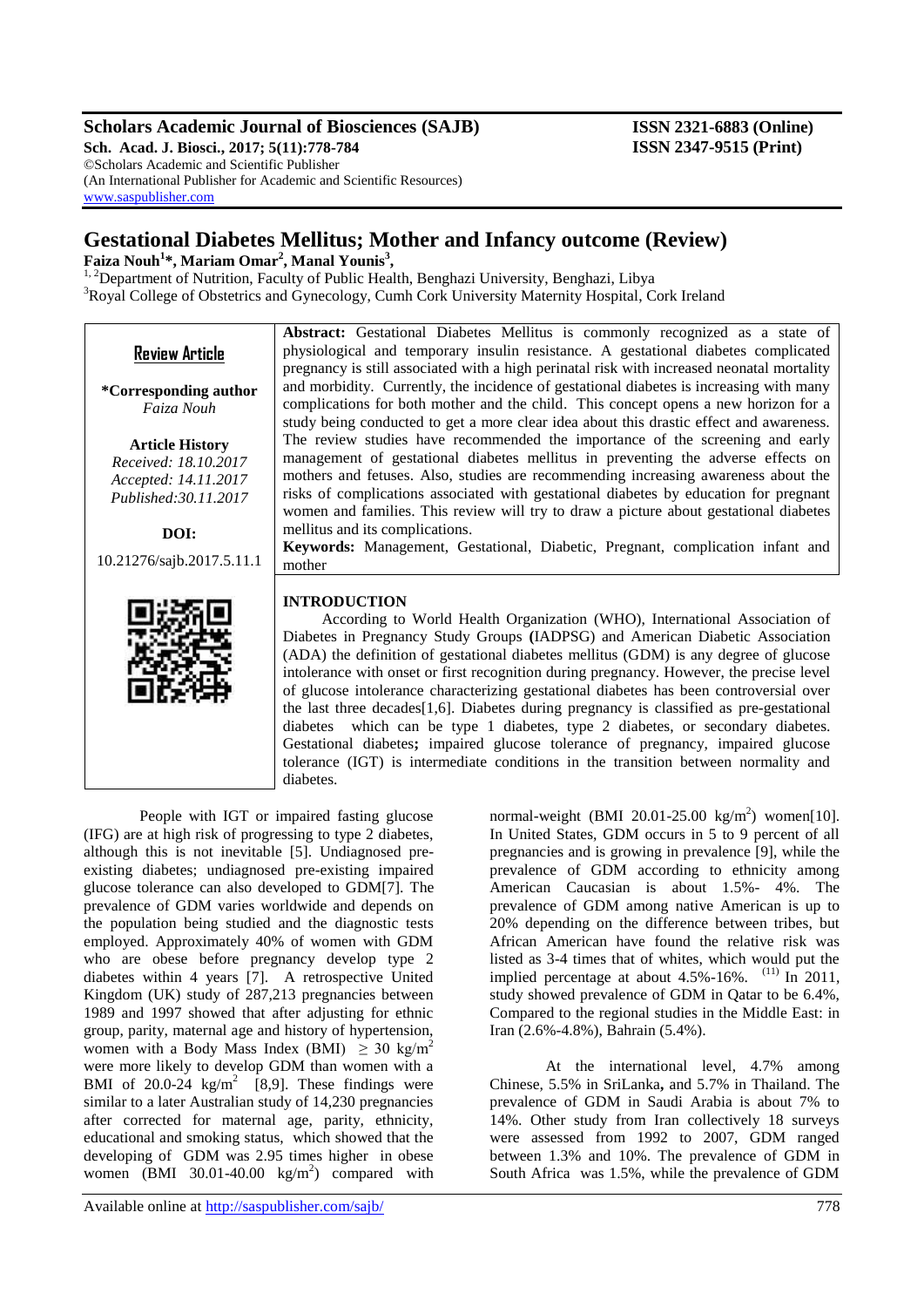# Gestational Diabetes Mellitus; Mother and Infancy outcome (Review)

**Faiza Nouh[1]*, Mariam Omar[2], Manal Younis[3],**

[1, 2]Department of Nutrition, Faculty of Public Health, Benghazi University, Benghazi, Libya

[3]Royal College of Obstetrics and Gynecology, Cumh Cork University Maternity Hospital, Cork Ireland

**Review Article**

***Corresponding author**
*Faiza Nouh*

**Article History**
*Received: 18.10.2017*
*Accepted: 14.11.2017*
*Published:30.11.2017*

**DOI:**
10.21276/sajb.2017.5.11.1

**Abstract:** Gestational Diabetes Mellitus is commonly recognized as a state of physiological and temporary insulin resistance. A gestational diabetes complicated pregnancy is still associated with a high perinatal risk with increased neonatal mortality and morbidity. Currently, the incidence of gestational diabetes is increasing with many complications for both mother and the child. This concept opens a new horizon for a study being conducted to get a more clear idea about this drastic effect and awareness. The review studies have recommended the importance of the screening and early management of gestational diabetes mellitus in preventing the adverse effects on mothers and fetuses. Also, studies are recommending increasing awareness about the risks of complications associated with gestational diabetes by education for pregnant women and families. This review will try to draw a picture about gestational diabetes mellitus and its complications.

**Keywords:** Management, Gestational, Diabetic, Pregnant, complication infant and mother

## INTRODUCTION

According to World Health Organization (WHO), International Association of Diabetes in Pregnancy Study Groups **(**IADPSG) and American Diabetic Association (ADA) the definition of gestational diabetes mellitus (GDM) is any degree of glucose intolerance with onset or first recognition during pregnancy. However, the precise level of glucose intolerance characterizing gestational diabetes has been controversial over the last three decades[1,6]. Diabetes during pregnancy is classified as pre-gestational diabetes which can be type 1 diabetes, type 2 diabetes, or secondary diabetes. Gestational diabetes**;** impaired glucose tolerance of pregnancy, impaired glucose tolerance (IGT) is intermediate conditions in the transition between normality and diabetes.

People with IGT or impaired fasting glucose (IFG) are at high risk of progressing to type 2 diabetes, although this is not inevitable [5]. Undiagnosed pre-existing diabetes; undiagnosed pre-existing impaired glucose tolerance can also developed to GDM[7]. The prevalence of GDM varies worldwide and depends on the population being studied and the diagnostic tests employed. Approximately 40% of women with GDM who are obese before pregnancy develop type 2 diabetes within 4 years [7]. A retrospective United Kingdom (UK) study of 287,213 pregnancies between 1989 and 1997 showed that after adjusting for ethnic group, parity, maternal age and history of hypertension, women with a Body Mass Index (BMI) $\geq 30$ kg/m$^2$ were more likely to develop GDM than women with a BMI of 20.0-24 kg/m$^2$ [8,9]. These findings were similar to a later Australian study of 14,230 pregnancies after corrected for maternal age, parity, ethnicity, educational and smoking status, which showed that the developing of GDM was 2.95 times higher in obese women (BMI 30.01-40.00 kg/m$^2$) compared with normal-weight (BMI 20.01-25.00 kg/m$^2$) women[10]. In United States, GDM occurs in 5 to 9 percent of all pregnancies and is growing in prevalence [9], while the prevalence of GDM according to ethnicity among American Caucasian is about 1.5%- 4%. The prevalence of GDM among native American is up to 20% depending on the difference between tribes, but African American have found the relative risk was listed as 3-4 times that of whites, which would put the implied percentage at about 4.5%-16%. [11] In 2011, study showed prevalence of GDM in Qatar to be 6.4%, Compared to the regional studies in the Middle East: in Iran (2.6%-4.8%), Bahrain (5.4%).

At the international level, 4.7% among Chinese, 5.5% in SriLanka**,** and 5.7% in Thailand. The prevalence of GDM in Saudi Arabia is about 7% to 14%. Other study from Iran collectively 18 surveys were assessed from 1992 to 2007, GDM ranged between 1.3% and 10%. The prevalence of GDM in South Africa was 1.5%, while the prevalence of GDM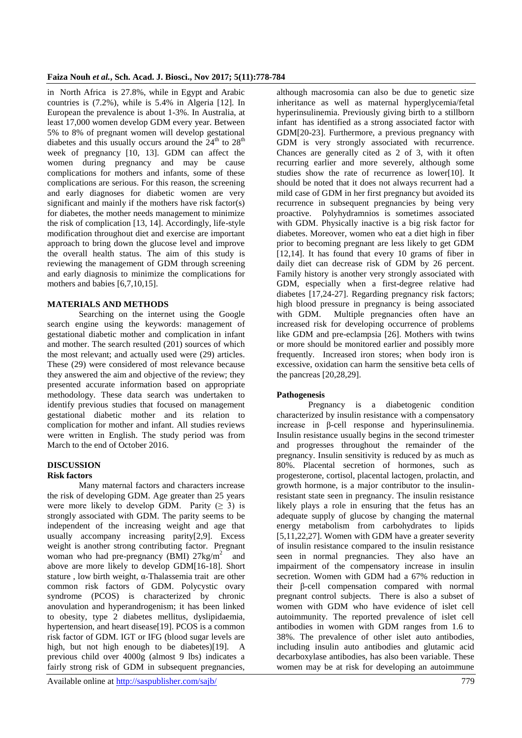in North Africa is 27.8%, while in Egypt and Arabic countries is (7.2%), while is 5.4% in Algeria [12]. In European the prevalence is about 1-3%. In Australia, at least 17,000 women develop GDM every year. Between 5% to 8% of pregnant women will develop gestational diabetes and this usually occurs around the $24^{th}$ to $28^{th}$ week of pregnancy [10, 13]. GDM can affect the women during pregnancy and may be cause complications for mothers and infants, some of these complications are serious. For this reason, the screening and early diagnoses for diabetic women are very significant and mainly if the mothers have risk factor(s) for diabetes, the mother needs management to minimize the risk of complication [13, 14]. Accordingly, life-style modification throughout diet and exercise are important approach to bring down the glucose level and improve the overall health status. The aim of this study is reviewing the management of GDM through screening and early diagnosis to minimize the complications for mothers and babies [6,7,10,15].

## MATERIALS AND METHODS

Searching on the internet using the Google search engine using the keywords: management of gestational diabetic mother and complication in infant and mother. The search resulted (201) sources of which the most relevant; and actually used were (29) articles. These (29) were considered of most relevance because they answered the aim and objective of the review; they presented accurate information based on appropriate methodology. These data search was undertaken to identify previous studies that focused on management gestational diabetic mother and its relation to complication for mother and infant. All studies reviews were written in English. The study period was from March to the end of October 2016.

## DISCUSSION

### Risk factors

Many maternal factors and characters increase the risk of developing GDM. Age greater than 25 years were more likely to develop GDM. Parity ($\geq$ 3) is strongly associated with GDM. The parity seems to be independent of the increasing weight and age that usually accompany increasing parity[2,9]. Excess weight is another strong contributing factor. Pregnant woman who had pre-pregnancy (BMI) $27kg/m^2$ and above are more likely to develop GDM[16-18]. Short stature , low birth weight, α-Thalassemia trait are other common risk factors of GDM. Polycystic ovary syndrome (PCOS) is characterized by chronic anovulation and hyperandrogenism; it has been linked to obesity, type 2 diabetes mellitus, dyslipidaemia, hypertension, and heart disease[19]. PCOS is a common risk factor of GDM. IGT or IFG (blood sugar levels are high, but not high enough to be diabetes)[19]. A previous child over 4000g (almost 9 lbs) indicates a fairly strong risk of GDM in subsequent pregnancies, although macrosomia can also be due to genetic size inheritance as well as maternal hyperglycemia/fetal hyperinsulinemia. Previously giving birth to a stillborn infant has identified as a strong associated factor with GDM[20-23]. Furthermore, a previous pregnancy with GDM is very strongly associated with recurrence. Chances are generally cited as 2 of 3, with it often recurring earlier and more severely, although some studies show the rate of recurrence as lower[10]. It should be noted that it does not always recurrent had a mild case of GDM in her first pregnancy but avoided its recurrence in subsequent pregnancies by being very proactive. Polyhydramnios is sometimes associated with GDM. Physically inactive is a big risk factor for diabetes. Moreover, women who eat a diet high in fiber prior to becoming pregnant are less likely to get GDM [12,14]. It has found that every 10 grams of fiber in daily diet can decrease risk of GDM by 26 percent. Family history is another very strongly associated with GDM, especially when a first-degree relative had diabetes [17,24-27]. Regarding pregnancy risk factors; high blood pressure in pregnancy is being associated with GDM. Multiple pregnancies often have an increased risk for developing occurrence of problems like GDM and pre-eclampsia [26]. Mothers with twins or more should be monitored earlier and possibly more frequently. Increased iron stores; when body iron is excessive, oxidation can harm the sensitive beta cells of the pancreas [20,28,29].

### Pathogenesis

Pregnancy is a diabetogenic condition characterized by insulin resistance with a compensatory increase in β-cell response and hyperinsulinemia. Insulin resistance usually begins in the second trimester and progresses throughout the remainder of the pregnancy. Insulin sensitivity is reduced by as much as 80%. Placental secretion of hormones, such as progesterone, cortisol, placental lactogen, prolactin, and growth hormone, is a major contributor to the insulin-resistant state seen in pregnancy. The insulin resistance likely plays a role in ensuring that the fetus has an adequate supply of glucose by changing the maternal energy metabolism from carbohydrates to lipids [5,11,22,27]. Women with GDM have a greater severity of insulin resistance compared to the insulin resistance seen in normal pregnancies. They also have an impairment of the compensatory increase in insulin secretion. Women with GDM had a 67% reduction in their β-cell compensation compared with normal pregnant control subjects. There is also a subset of women with GDM who have evidence of islet cell autoimmunity. The reported prevalence of islet cell antibodies in women with GDM ranges from 1.6 to 38%. The prevalence of other islet auto antibodies, including insulin auto antibodies and glutamic acid decarboxylase antibodies, has also been variable. These women may be at risk for developing an autoimmune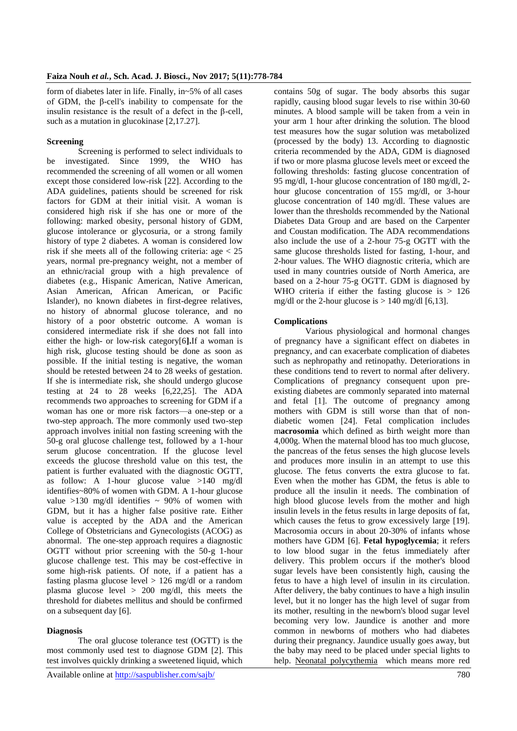form of diabetes later in life. Finally, in~5% of all cases of GDM, the β-cell's inability to compensate for the insulin resistance is the result of a defect in the β-cell, such as a mutation in glucokinase [2,17.27].

**Screening**

Screening is performed to select individuals to be investigated. Since 1999, the WHO has recommended the screening of all women or all women except those considered low-risk [22]. According to the ADA guidelines, patients should be screened for risk factors for GDM at their initial visit. A woman is considered high risk if she has one or more of the following: marked obesity, personal history of GDM, glucose intolerance or glycosuria, or a strong family history of type 2 diabetes. A woman is considered low risk if she meets all of the following criteria: age < 25 years, normal pre-pregnancy weight, not a member of an ethnic/racial group with a high prevalence of diabetes (e.g., Hispanic American, Native American, Asian American, African American, or Pacific Islander), no known diabetes in first-degree relatives, no history of abnormal glucose tolerance, and no history of a poor obstetric outcome. A woman is considered intermediate risk if she does not fall into either the high- or low-risk category[6**].**If a woman is high risk, glucose testing should be done as soon as possible. If the initial testing is negative, the woman should be retested between 24 to 28 weeks of gestation. If she is intermediate risk, she should undergo glucose testing at 24 to 28 weeks [6,22,25]. The ADA recommends two approaches to screening for GDM if a woman has one or more risk factors—a one-step or a two-step approach. The more commonly used two-step approach involves initial non fasting screening with the 50-g oral glucose challenge test, followed by a 1-hour serum glucose concentration. If the glucose level exceeds the glucose threshold value on this test, the patient is further evaluated with the diagnostic OGTT, as follow: A 1-hour glucose value >140 mg/dl identifies~80% of women with GDM. A 1-hour glucose value >130 mg/dl identifies ~ 90% of women with GDM, but it has a higher false positive rate. Either value is accepted by the ADA and the American College of Obstetricians and Gynecologists (ACOG) as abnormal. The one-step approach requires a diagnostic OGTT without prior screening with the 50-g 1-hour glucose challenge test. This may be cost-effective in some high-risk patients. Of note, if a patient has a fasting plasma glucose level > 126 mg/dl or a random plasma glucose level > 200 mg/dl, this meets the threshold for diabetes mellitus and should be confirmed on a subsequent day [6].

**Diagnosis**

The oral glucose tolerance test (OGTT) is the most commonly used test to diagnose GDM [2]. This test involves quickly drinking a sweetened liquid, which contains 50g of sugar. The body absorbs this sugar rapidly, causing blood sugar levels to rise within 30-60 minutes. A blood sample will be taken from a vein in your arm 1 hour after drinking the solution. The blood test measures how the sugar solution was metabolized (processed by the body) 13. According to diagnostic criteria recommended by the ADA, GDM is diagnosed if two or more plasma glucose levels meet or exceed the following thresholds: fasting glucose concentration of 95 mg/dl, 1-hour glucose concentration of 180 mg/dl, 2-hour glucose concentration of 155 mg/dl, or 3-hour glucose concentration of 140 mg/dl. These values are lower than the thresholds recommended by the National Diabetes Data Group and are based on the Carpenter and Coustan modification. The ADA recommendations also include the use of a 2-hour 75-g OGTT with the same glucose thresholds listed for fasting, 1-hour, and 2-hour values. The WHO diagnostic criteria, which are used in many countries outside of North America, are based on a 2-hour 75-g OGTT. GDM is diagnosed by WHO criteria if either the fasting glucose is > 126 mg/dl or the 2-hour glucose is > 140 mg/dl [6,13].

**Complications**

Various physiological and hormonal changes of pregnancy have a significant effect on diabetes in pregnancy, and can exacerbate complication of diabetes such as nephropathy and retinopathy. Deteriorations in these conditions tend to revert to normal after delivery. Complications of pregnancy consequent upon pre-existing diabetes are commonly separated into maternal and fetal [1]. The outcome of pregnancy among mothers with GDM is still worse than that of non-diabetic women [24]. Fetal complication includes m**acrosomia** which defined as birth weight more than 4,000g. When the maternal blood has too much glucose, the pancreas of the fetus senses the high glucose levels and produces more insulin in an attempt to use this glucose. The fetus converts the extra glucose to fat. Even when the mother has GDM, the fetus is able to produce all the insulin it needs. The combination of high blood glucose levels from the mother and high insulin levels in the fetus results in large deposits of fat, which causes the fetus to grow excessively large [19]. Macrosomia occurs in about 20-30% of infants whose mothers have GDM [6]. **Fetal hypoglycemia**; it refers to low blood sugar in the fetus immediately after delivery. This problem occurs if the mother's blood sugar levels have been consistently high, causing the fetus to have a high level of insulin in its circulation. After delivery, the baby continues to have a high insulin level, but it no longer has the high level of sugar from its mother, resulting in the newborn's blood sugar level becoming very low. Jaundice is another and more common in newborns of mothers who had diabetes during their pregnancy. Jaundice usually goes away, but the baby may need to be placed under special lights to help. Neonatal polycythemia which means more red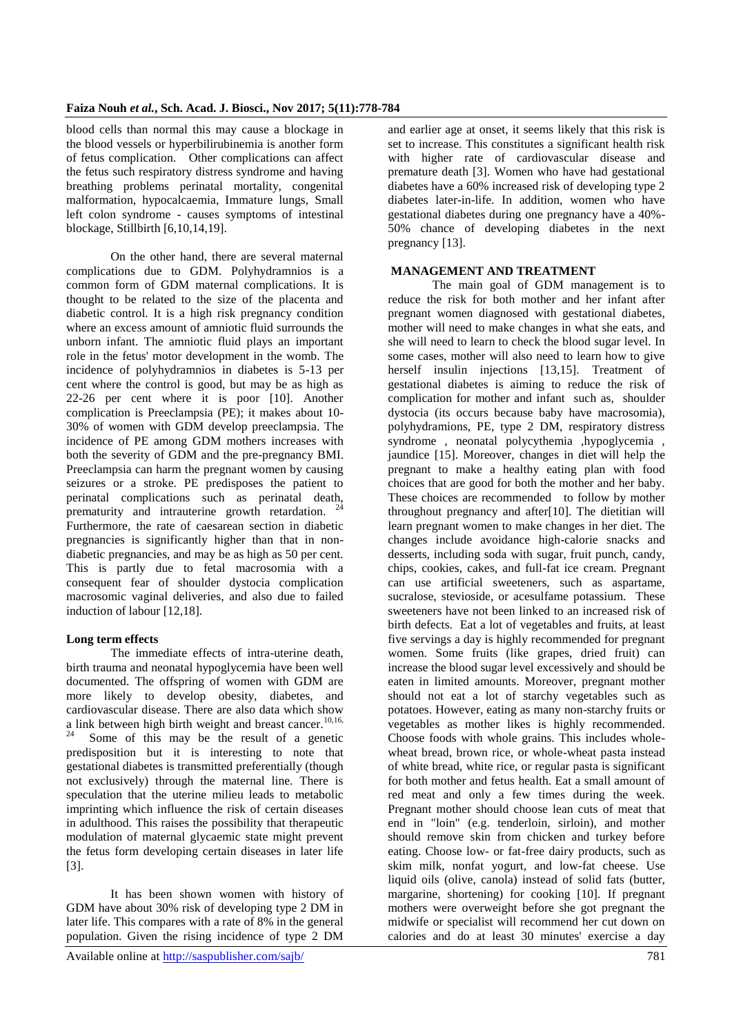blood cells than normal this may cause a blockage in the blood vessels or hyperbilirubinemia is another form of fetus complication. Other complications can affect the fetus such respiratory distress syndrome and having breathing problems perinatal mortality, congenital malformation, hypocalcaemia, Immature lungs, Small left colon syndrome - causes symptoms of intestinal blockage, Stillbirth [6,10,14,19].

On the other hand, there are several maternal complications due to GDM. Polyhydramnios is a common form of GDM maternal complications. It is thought to be related to the size of the placenta and diabetic control. It is a high risk pregnancy condition where an excess amount of amniotic fluid surrounds the unborn infant. The amniotic fluid plays an important role in the fetus' motor development in the womb. The incidence of polyhydramnios in diabetes is 5-13 per cent where the control is good, but may be as high as 22-26 per cent where it is poor [10]. Another complication is Preeclampsia (PE); it makes about 10-30% of women with GDM develop preeclampsia. The incidence of PE among GDM mothers increases with both the severity of GDM and the pre-pregnancy BMI. Preeclampsia can harm the pregnant women by causing seizures or a stroke. PE predisposes the patient to perinatal complications such as perinatal death, prematurity and intrauterine growth retardation. [24] Furthermore, the rate of caesarean section in diabetic pregnancies is significantly higher than that in non-diabetic pregnancies, and may be as high as 50 per cent. This is partly due to fetal macrosomia with a consequent fear of shoulder dystocia complication macrosomic vaginal deliveries, and also due to failed induction of labour [12,18].

## Long term effects

The immediate effects of intra-uterine death, birth trauma and neonatal hypoglycemia have been well documented. The offspring of women with GDM are more likely to develop obesity, diabetes, and cardiovascular disease. There are also data which show a link between high birth weight and breast cancer. [10,16,24] Some of this may be the result of a genetic predisposition but it is interesting to note that gestational diabetes is transmitted preferentially (though not exclusively) through the maternal line. There is speculation that the uterine milieu leads to metabolic imprinting which influence the risk of certain diseases in adulthood. This raises the possibility that therapeutic modulation of maternal glycaemic state might prevent the fetus form developing certain diseases in later life [3].

It has been shown women with history of GDM have about 30% risk of developing type 2 DM in later life. This compares with a rate of 8% in the general population. Given the rising incidence of type 2 DM and earlier age at onset, it seems likely that this risk is set to increase. This constitutes a significant health risk with higher rate of cardiovascular disease and premature death [3]. Women who have had gestational diabetes have a 60% increased risk of developing type 2 diabetes later-in-life. In addition, women who have gestational diabetes during one pregnancy have a 40%-50% chance of developing diabetes in the next pregnancy [13].

## MANAGEMENT AND TREATMENT

The main goal of GDM management is to reduce the risk for both mother and her infant after pregnant women diagnosed with gestational diabetes, mother will need to make changes in what she eats, and she will need to learn to check the blood sugar level. In some cases, mother will also need to learn how to give herself insulin injections [13,15]. Treatment of gestational diabetes is aiming to reduce the risk of complication for mother and infant such as, shoulder dystocia (its occurs because baby have macrosomia), polyhydramions, PE, type 2 DM, respiratory distress syndrome , neonatal polycythemia ,hypoglycemia , jaundice [15]. Moreover, changes in diet will help the pregnant to make a healthy eating plan with food choices that are good for both the mother and her baby. These choices are recommended to follow by mother throughout pregnancy and after[10]. The dietitian will learn pregnant women to make changes in her diet. The changes include avoidance high-calorie snacks and desserts, including soda with sugar, fruit punch, candy, chips, cookies, cakes, and full-fat ice cream. Pregnant can use artificial sweeteners, such as aspartame, sucralose, stevioside, or acesulfame potassium. These sweeteners have not been linked to an increased risk of birth defects. Eat a lot of vegetables and fruits, at least five servings a day is highly recommended for pregnant women. Some fruits (like grapes, dried fruit) can increase the blood sugar level excessively and should be eaten in limited amounts. Moreover, pregnant mother should not eat a lot of starchy vegetables such as potatoes. However, eating as many non-starchy fruits or vegetables as mother likes is highly recommended. Choose foods with whole grains. This includes whole-wheat bread, brown rice, or whole-wheat pasta instead of white bread, white rice, or regular pasta is significant for both mother and fetus health. Eat a small amount of red meat and only a few times during the week. Pregnant mother should choose lean cuts of meat that end in "loin" (e.g. tenderloin, sirloin), and mother should remove skin from chicken and turkey before eating. Choose low- or fat-free dairy products, such as skim milk, nonfat yogurt, and low-fat cheese. Use liquid oils (olive, canola) instead of solid fats (butter, margarine, shortening) for cooking [10]. If pregnant mothers were overweight before she got pregnant the midwife or specialist will recommend her cut down on calories and do at least 30 minutes' exercise a day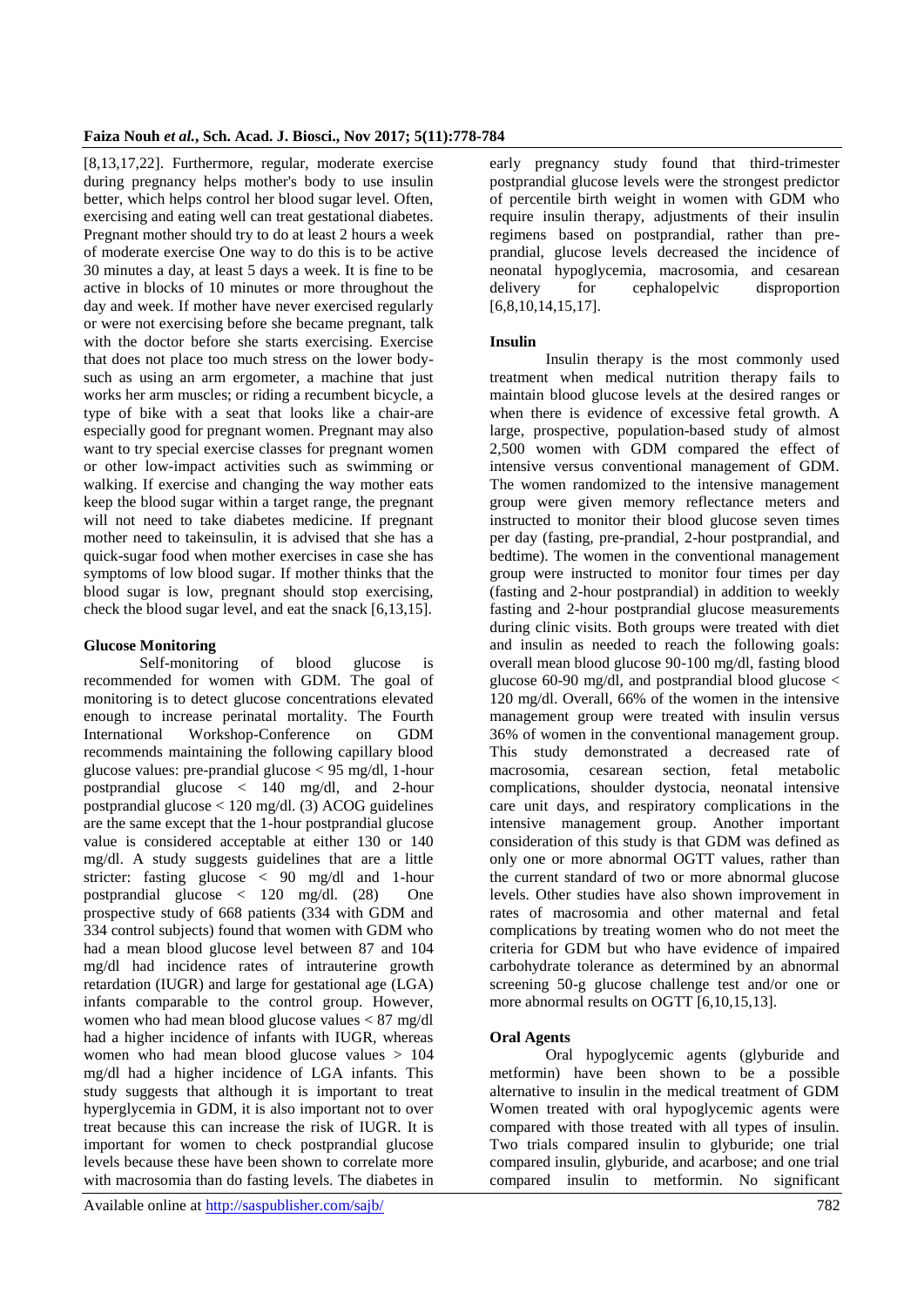[8,13,17,22]. Furthermore, regular, moderate exercise during pregnancy helps mother's body to use insulin better, which helps control her blood sugar level. Often, exercising and eating well can treat gestational diabetes. Pregnant mother should try to do at least 2 hours a week of moderate exercise One way to do this is to be active 30 minutes a day, at least 5 days a week. It is fine to be active in blocks of 10 minutes or more throughout the day and week. If mother have never exercised regularly or were not exercising before she became pregnant, talk with the doctor before she starts exercising. Exercise that does not place too much stress on the lower body-such as using an arm ergometer, a machine that just works her arm muscles; or riding a recumbent bicycle, a type of bike with a seat that looks like a chair-are especially good for pregnant women. Pregnant may also want to try special exercise classes for pregnant women or other low-impact activities such as swimming or walking. If exercise and changing the way mother eats keep the blood sugar within a target range, the pregnant will not need to take diabetes medicine. If pregnant mother need to takeinsulin, it is advised that she has a quick-sugar food when mother exercises in case she has symptoms of low blood sugar. If mother thinks that the blood sugar is low, pregnant should stop exercising, check the blood sugar level, and eat the snack [6,13,15].

#### Glucose Monitoring

Self-monitoring of blood glucose is recommended for women with GDM. The goal of monitoring is to detect glucose concentrations elevated enough to increase perinatal mortality. The Fourth International Workshop-Conference on GDM recommends maintaining the following capillary blood glucose values: pre-prandial glucose < 95 mg/dl, 1-hour postprandial glucose < 140 mg/dl, and 2-hour postprandial glucose < 120 mg/dl. (3) ACOG guidelines are the same except that the 1-hour postprandial glucose value is considered acceptable at either 130 or 140 mg/dl. A study suggests guidelines that are a little stricter: fasting glucose < 90 mg/dl and 1-hour postprandial glucose < 120 mg/dl. (28) One prospective study of 668 patients (334 with GDM and 334 control subjects) found that women with GDM who had a mean blood glucose level between 87 and 104 mg/dl had incidence rates of intrauterine growth retardation (IUGR) and large for gestational age (LGA) infants comparable to the control group. However, women who had mean blood glucose values < 87 mg/dl had a higher incidence of infants with IUGR, whereas women who had mean blood glucose values > 104 mg/dl had a higher incidence of LGA infants. This study suggests that although it is important to treat hyperglycemia in GDM, it is also important not to over treat because this can increase the risk of IUGR. It is important for women to check postprandial glucose levels because these have been shown to correlate more with macrosomia than do fasting levels. The diabetes in early pregnancy study found that third-trimester postprandial glucose levels were the strongest predictor of percentile birth weight in women with GDM who require insulin therapy, adjustments of their insulin regimens based on postprandial, rather than pre-prandial, glucose levels decreased the incidence of neonatal hypoglycemia, macrosomia, and cesarean delivery for cephalopelvic disproportion [6,8,10,14,15,17].

#### Insulin

Insulin therapy is the most commonly used treatment when medical nutrition therapy fails to maintain blood glucose levels at the desired ranges or when there is evidence of excessive fetal growth. A large, prospective, population-based study of almost 2,500 women with GDM compared the effect of intensive versus conventional management of GDM. The women randomized to the intensive management group were given memory reflectance meters and instructed to monitor their blood glucose seven times per day (fasting, pre-prandial, 2-hour postprandial, and bedtime). The women in the conventional management group were instructed to monitor four times per day (fasting and 2-hour postprandial) in addition to weekly fasting and 2-hour postprandial glucose measurements during clinic visits. Both groups were treated with diet and insulin as needed to reach the following goals: overall mean blood glucose 90-100 mg/dl, fasting blood glucose 60-90 mg/dl, and postprandial blood glucose < 120 mg/dl. Overall, 66% of the women in the intensive management group were treated with insulin versus 36% of women in the conventional management group. This study demonstrated a decreased rate of macrosomia, cesarean section, fetal metabolic complications, shoulder dystocia, neonatal intensive care unit days, and respiratory complications in the intensive management group. Another important consideration of this study is that GDM was defined as only one or more abnormal OGTT values, rather than the current standard of two or more abnormal glucose levels. Other studies have also shown improvement in rates of macrosomia and other maternal and fetal complications by treating women who do not meet the criteria for GDM but who have evidence of impaired carbohydrate tolerance as determined by an abnormal screening 50-g glucose challenge test and/or one or more abnormal results on OGTT [6,10,15,13].

#### Oral Agents

Oral hypoglycemic agents (glyburide and metformin) have been shown to be a possible alternative to insulin in the medical treatment of GDM Women treated with oral hypoglycemic agents were compared with those treated with all types of insulin. Two trials compared insulin to glyburide; one trial compared insulin, glyburide, and acarbose; and one trial compared insulin to metformin. No significant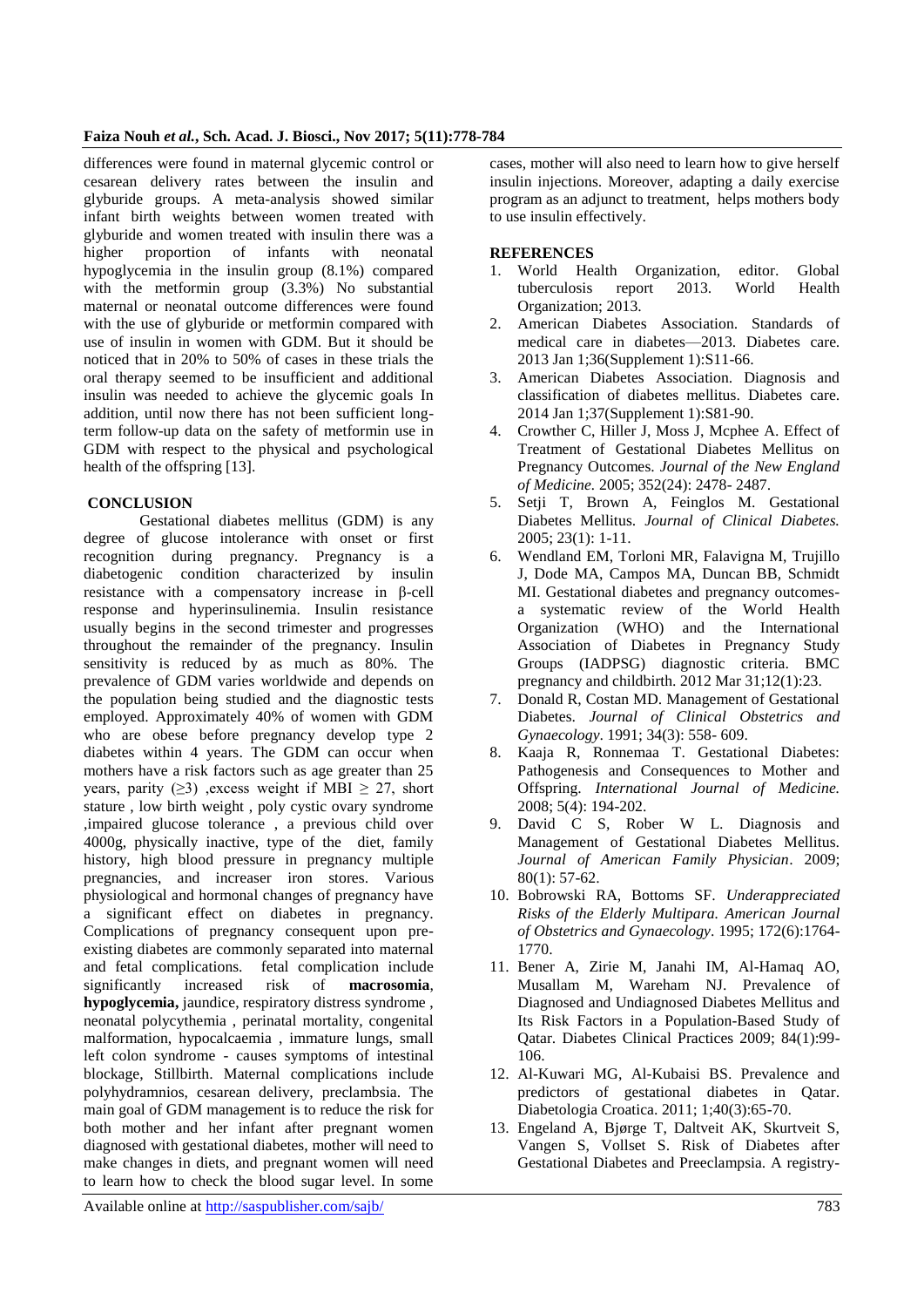differences were found in maternal glycemic control or cesarean delivery rates between the insulin and glyburide groups. A meta-analysis showed similar infant birth weights between women treated with glyburide and women treated with insulin there was a higher proportion of infants with neonatal hypoglycemia in the insulin group (8.1%) compared with the metformin group (3.3%) No substantial maternal or neonatal outcome differences were found with the use of glyburide or metformin compared with use of insulin in women with GDM. But it should be noticed that in 20% to 50% of cases in these trials the oral therapy seemed to be insufficient and additional insulin was needed to achieve the glycemic goals In addition, until now there has not been sufficient long-term follow-up data on the safety of metformin use in GDM with respect to the physical and psychological health of the offspring [13].

## CONCLUSION

Gestational diabetes mellitus (GDM) is any degree of glucose intolerance with onset or first recognition during pregnancy. Pregnancy is a diabetogenic condition characterized by insulin resistance with a compensatory increase in β-cell response and hyperinsulinemia. Insulin resistance usually begins in the second trimester and progresses throughout the remainder of the pregnancy. Insulin sensitivity is reduced by as much as 80%. The prevalence of GDM varies worldwide and depends on the population being studied and the diagnostic tests employed. Approximately 40% of women with GDM who are obese before pregnancy develop type 2 diabetes within 4 years. The GDM can occur when mothers have a risk factors such as age greater than 25 years, parity (≥3) ,excess weight if MBI ≥ 27, short stature , low birth weight , poly cystic ovary syndrome ,impaired glucose tolerance , a previous child over 4000g, physically inactive, type of the diet, family history, high blood pressure in pregnancy multiple pregnancies, and increaser iron stores. Various physiological and hormonal changes of pregnancy have a significant effect on diabetes in pregnancy. Complications of pregnancy consequent upon pre-existing diabetes are commonly separated into maternal and fetal complications. fetal complication include significantly increased risk of **macrosomia**, **hypoglycemia,** jaundice, respiratory distress syndrome , neonatal polycythemia , perinatal mortality, congenital malformation, hypocalcaemia , immature lungs, small left colon syndrome - causes symptoms of intestinal blockage, Stillbirth. Maternal complications include polyhydramnios, cesarean delivery, preclambsia. The main goal of GDM management is to reduce the risk for both mother and her infant after pregnant women diagnosed with gestational diabetes, mother will need to make changes in diets, and pregnant women will need to learn how to check the blood sugar level. In some cases, mother will also need to learn how to give herself insulin injections. Moreover, adapting a daily exercise program as an adjunct to treatment, helps mothers body to use insulin effectively.

## REFERENCES

1. World Health Organization, editor. Global tuberculosis report 2013. World Health Organization; 2013.
2. American Diabetes Association. Standards of medical care in diabetes—2013. Diabetes care. 2013 Jan 1;36(Supplement 1):S11-66.
3. American Diabetes Association. Diagnosis and classification of diabetes mellitus. Diabetes care. 2014 Jan 1;37(Supplement 1):S81-90.
4. Crowther C, Hiller J, Moss J, Mcphee A. Effect of Treatment of Gestational Diabetes Mellitus on Pregnancy Outcomes. *Journal of the New England of Medicine.* 2005; 352(24): 2478- 2487.
5. Setji T, Brown A, Feinglos M. Gestational Diabetes Mellitus. *Journal of Clinical Diabetes.* 2005; 23(1): 1-11.
6. Wendland EM, Torloni MR, Falavigna M, Trujillo J, Dode MA, Campos MA, Duncan BB, Schmidt MI. Gestational diabetes and pregnancy outcomes-a systematic review of the World Health Organization (WHO) and the International Association of Diabetes in Pregnancy Study Groups (IADPSG) diagnostic criteria. BMC pregnancy and childbirth. 2012 Mar 31;12(1):23.
7. Donald R, Costan MD. Management of Gestational Diabetes. *Journal of Clinical Obstetrics and Gynaecology*. 1991; 34(3): 558- 609.
8. Kaaja R, Ronnemaa T. Gestational Diabetes: Pathogenesis and Consequences to Mother and Offspring. *International Journal of Medicine.* 2008; 5(4): 194-202.
9. David C S, Rober W L. Diagnosis and Management of Gestational Diabetes Mellitus. *Journal of American Family Physician*. 2009; 80(1): 57-62.
10. Bobrowski RA, Bottoms SF. *Underappreciated Risks of the Elderly Multipara. American Journal of Obstetrics and Gynaecology*. 1995; 172(6):1764-1770.
11. Bener A, Zirie M, Janahi IM, Al-Hamaq AO, Musallam M, Wareham NJ. Prevalence of Diagnosed and Undiagnosed Diabetes Mellitus and Its Risk Factors in a Population-Based Study of Qatar. Diabetes Clinical Practices 2009; 84(1):99-106.
12. Al-Kuwari MG, Al-Kubaisi BS. Prevalence and predictors of gestational diabetes in Qatar. Diabetologia Croatica. 2011; 1;40(3):65-70.
13. Engeland A, Bjørge T, Daltveit AK, Skurtveit S, Vangen S, Vollset S. Risk of Diabetes after Gestational Diabetes and Preeclampsia. A registry-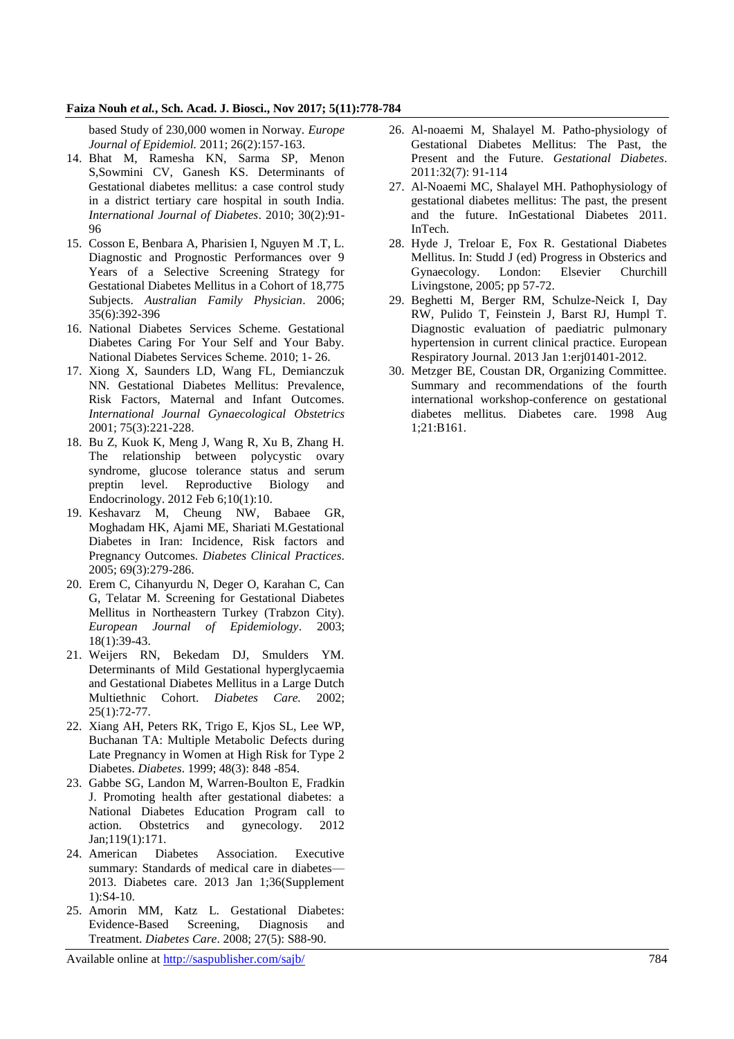based Study of 230,000 women in Norway. *Europe Journal of Epidemiol.* 2011; 26(2):157-163.

14. Bhat M, Ramesha KN, Sarma SP, Menon S,Sowmini CV, Ganesh KS. Determinants of Gestational diabetes mellitus: a case control study in a district tertiary care hospital in south India. *International Journal of Diabetes*. 2010; 30(2):91-96
15. Cosson E, Benbara A, Pharisien I, Nguyen M .T, L. Diagnostic and Prognostic Performances over 9 Years of a Selective Screening Strategy for Gestational Diabetes Mellitus in a Cohort of 18,775 Subjects. *Australian Family Physician*. 2006; 35(6):392-396
16. National Diabetes Services Scheme. Gestational Diabetes Caring For Your Self and Your Baby. National Diabetes Services Scheme. 2010; 1- 26.
17. Xiong X, Saunders LD, Wang FL, Demianczuk NN. Gestational Diabetes Mellitus: Prevalence, Risk Factors, Maternal and Infant Outcomes. *International Journal Gynaecological Obstetrics* 2001; 75(3):221-228.
18. Bu Z, Kuok K, Meng J, Wang R, Xu B, Zhang H. The relationship between polycystic ovary syndrome, glucose tolerance status and serum preptin level. Reproductive Biology and Endocrinology. 2012 Feb 6;10(1):10.
19. Keshavarz M, Cheung NW, Babaee GR, Moghadam HK, Ajami ME, Shariati M.Gestational Diabetes in Iran: Incidence, Risk factors and Pregnancy Outcomes. *Diabetes Clinical Practices*. 2005; 69(3):279-286.
20. Erem C, Cihanyurdu N, Deger O, Karahan C, Can G, Telatar M. Screening for Gestational Diabetes Mellitus in Northeastern Turkey (Trabzon City). *European Journal of Epidemiology*. 2003; 18(1):39-43.
21. Weijers RN, Bekedam DJ, Smulders YM. Determinants of Mild Gestational hyperglycaemia and Gestational Diabetes Mellitus in a Large Dutch Multiethnic Cohort. *Diabetes Care.* 2002; 25(1):72-77.
22. Xiang AH, Peters RK, Trigo E, Kjos SL, Lee WP, Buchanan TA: Multiple Metabolic Defects during Late Pregnancy in Women at High Risk for Type 2 Diabetes. *Diabetes*. 1999; 48(3): 848 -854.
23. Gabbe SG, Landon M, Warren-Boulton E, Fradkin J. Promoting health after gestational diabetes: a National Diabetes Education Program call to action. Obstetrics and gynecology. 2012 Jan;119(1):171.
24. American Diabetes Association. Executive summary: Standards of medical care in diabetes—2013. Diabetes care. 2013 Jan 1;36(Supplement 1):S4-10.
25. Amorin MM, Katz L. Gestational Diabetes: Evidence-Based Screening, Diagnosis and Treatment. *Diabetes Care*. 2008; 27(5): S88-90.
26. Al-noaemi M, Shalayel M. Patho-physiology of Gestational Diabetes Mellitus: The Past, the Present and the Future. *Gestational Diabetes*. 2011:32(7): 91-114
27. Al-Noaemi MC, Shalayel MH. Pathophysiology of gestational diabetes mellitus: The past, the present and the future. InGestational Diabetes 2011. InTech.
28. Hyde J, Treloar E, Fox R. Gestational Diabetes Mellitus. In: Studd J (ed) Progress in Obsterics and Gynaecology. London: Elsevier Churchill Livingstone, 2005; pp 57-72.
29. Beghetti M, Berger RM, Schulze-Neick I, Day RW, Pulido T, Feinstein J, Barst RJ, Humpl T. Diagnostic evaluation of paediatric pulmonary hypertension in current clinical practice. European Respiratory Journal. 2013 Jan 1:erj01401-2012.
30. Metzger BE, Coustan DR, Organizing Committee. Summary and recommendations of the fourth international workshop-conference on gestational diabetes mellitus. Diabetes care. 1998 Aug 1;21:B161.